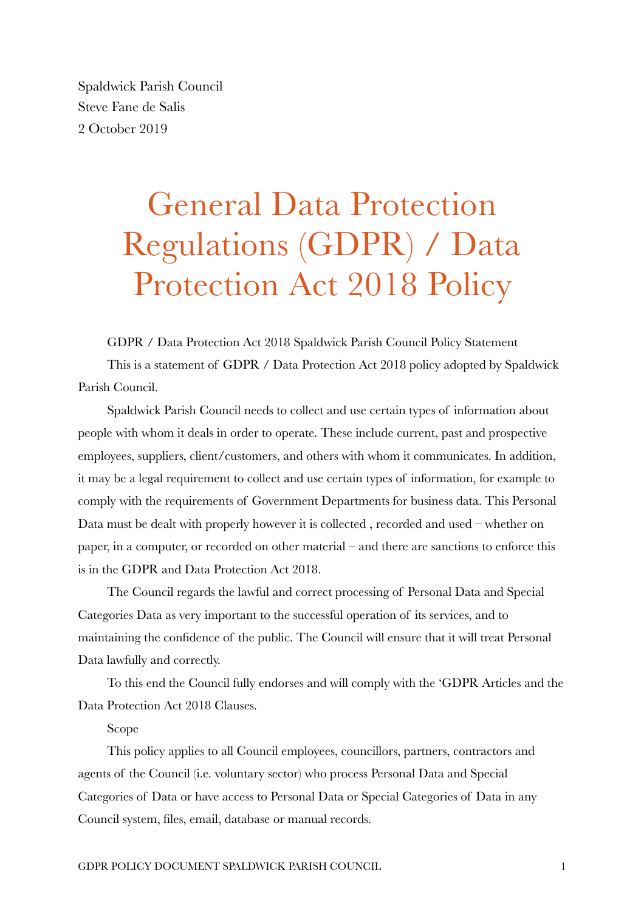Spaldwick Parish Council
Steve Fane de Salis
2 October 2019

# General Data Protection Regulations (GDPR) / Data Protection Act 2018 Policy

GDPR / Data Protection Act 2018 Spaldwick Parish Council Policy Statement

This is a statement of GDPR / Data Protection Act 2018 policy adopted by Spaldwick Parish Council.

Spaldwick Parish Council needs to collect and use certain types of information about people with whom it deals in order to operate. These include current, past and prospective employees, suppliers, client/customers, and others with whom it communicates. In addition, it may be a legal requirement to collect and use certain types of information, for example to comply with the requirements of Government Departments for business data. This Personal Data must be dealt with properly however it is collected , recorded and used – whether on paper, in a computer, or recorded on other material – and there are sanctions to enforce this is in the GDPR and Data Protection Act 2018.

The Council regards the lawful and correct processing of Personal Data and Special Categories Data as very important to the successful operation of its services, and to maintaining the confidence of the public. The Council will ensure that it will treat Personal Data lawfully and correctly.

To this end the Council fully endorses and will comply with the 'GDPR Articles and the Data Protection Act 2018 Clauses.

Scope

This policy applies to all Council employees, councillors, partners, contractors and agents of the Council (i.e. voluntary sector) who process Personal Data and Special Categories of Data or have access to Personal Data or Special Categories of Data in any Council system, files, email, database or manual records.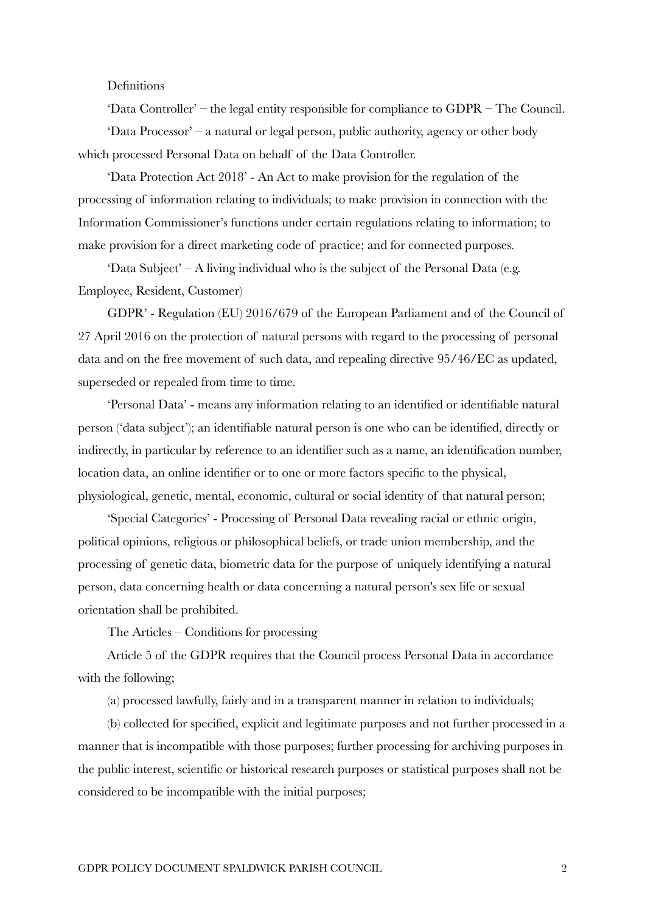Definitions

'Data Controller' – the legal entity responsible for compliance to GDPR – The Council.

'Data Processor' – a natural or legal person, public authority, agency or other body which processed Personal Data on behalf of the Data Controller.

'Data Protection Act 2018' - An Act to make provision for the regulation of the processing of information relating to individuals; to make provision in connection with the Information Commissioner's functions under certain regulations relating to information; to make provision for a direct marketing code of practice; and for connected purposes.

'Data Subject' – A living individual who is the subject of the Personal Data (e.g. Employee, Resident, Customer)

GDPR' - Regulation (EU) 2016/679 of the European Parliament and of the Council of 27 April 2016 on the protection of natural persons with regard to the processing of personal data and on the free movement of such data, and repealing directive 95/46/EC as updated, superseded or repealed from time to time.

'Personal Data' - means any information relating to an identified or identifiable natural person ('data subject'); an identifiable natural person is one who can be identified, directly or indirectly, in particular by reference to an identifier such as a name, an identification number, location data, an online identifier or to one or more factors specific to the physical, physiological, genetic, mental, economic, cultural or social identity of that natural person;

'Special Categories' - Processing of Personal Data revealing racial or ethnic origin, political opinions, religious or philosophical beliefs, or trade union membership, and the processing of genetic data, biometric data for the purpose of uniquely identifying a natural person, data concerning health or data concerning a natural person's sex life or sexual orientation shall be prohibited.

The Articles – Conditions for processing

Article 5 of the GDPR requires that the Council process Personal Data in accordance with the following;

(a) processed lawfully, fairly and in a transparent manner in relation to individuals;

(b) collected for specified, explicit and legitimate purposes and not further processed in a manner that is incompatible with those purposes; further processing for archiving purposes in the public interest, scientific or historical research purposes or statistical purposes shall not be considered to be incompatible with the initial purposes;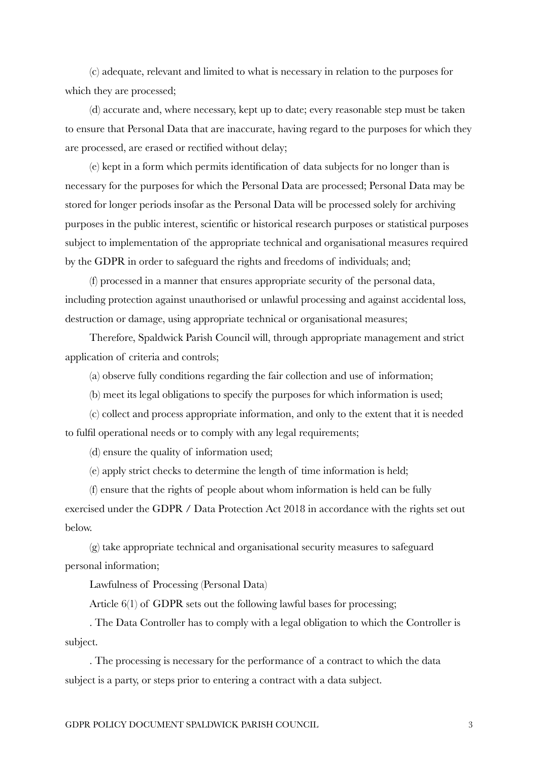(c) adequate, relevant and limited to what is necessary in relation to the purposes for which they are processed;

(d) accurate and, where necessary, kept up to date; every reasonable step must be taken to ensure that Personal Data that are inaccurate, having regard to the purposes for which they are processed, are erased or rectified without delay;

(e) kept in a form which permits identification of data subjects for no longer than is necessary for the purposes for which the Personal Data are processed; Personal Data may be stored for longer periods insofar as the Personal Data will be processed solely for archiving purposes in the public interest, scientific or historical research purposes or statistical purposes subject to implementation of the appropriate technical and organisational measures required by the GDPR in order to safeguard the rights and freedoms of individuals; and;

(f) processed in a manner that ensures appropriate security of the personal data, including protection against unauthorised or unlawful processing and against accidental loss, destruction or damage, using appropriate technical or organisational measures;

Therefore, Spaldwick Parish Council will, through appropriate management and strict application of criteria and controls;

(a) observe fully conditions regarding the fair collection and use of information;

(b) meet its legal obligations to specify the purposes for which information is used;

(c) collect and process appropriate information, and only to the extent that it is needed to fulfil operational needs or to comply with any legal requirements;

(d) ensure the quality of information used;

(e) apply strict checks to determine the length of time information is held;

(f) ensure that the rights of people about whom information is held can be fully exercised under the GDPR / Data Protection Act 2018 in accordance with the rights set out below.

(g) take appropriate technical and organisational security measures to safeguard personal information;

Lawfulness of Processing (Personal Data)

Article 6(1) of GDPR sets out the following lawful bases for processing;

. The Data Controller has to comply with a legal obligation to which the Controller is subject.

. The processing is necessary for the performance of a contract to which the data subject is a party, or steps prior to entering a contract with a data subject.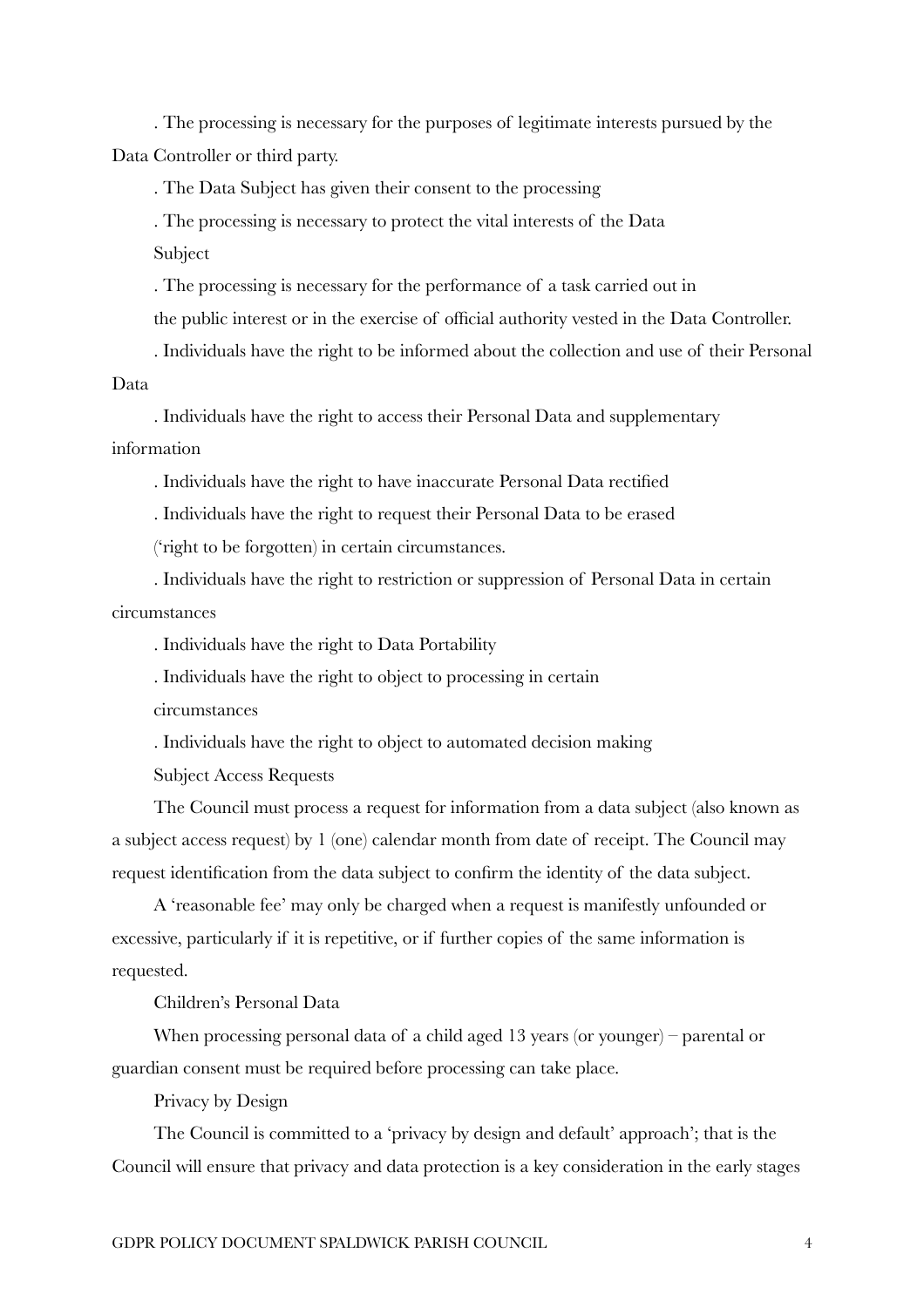. The processing is necessary for the purposes of legitimate interests pursued by the Data Controller or third party.

. The Data Subject has given their consent to the processing

. The processing is necessary to protect the vital interests of the Data Subject

. The processing is necessary for the performance of a task carried out in the public interest or in the exercise of official authority vested in the Data Controller.

. Individuals have the right to be informed about the collection and use of their Personal Data

. Individuals have the right to access their Personal Data and supplementary information

. Individuals have the right to have inaccurate Personal Data rectified

. Individuals have the right to request their Personal Data to be erased ('right to be forgotten) in certain circumstances.

. Individuals have the right to restriction or suppression of Personal Data in certain circumstances

. Individuals have the right to Data Portability

. Individuals have the right to object to processing in certain circumstances

. Individuals have the right to object to automated decision making

Subject Access Requests

The Council must process a request for information from a data subject (also known as a subject access request) by 1 (one) calendar month from date of receipt. The Council may request identification from the data subject to confirm the identity of the data subject.

A 'reasonable fee' may only be charged when a request is manifestly unfounded or excessive, particularly if it is repetitive, or if further copies of the same information is requested.

Children's Personal Data

When processing personal data of a child aged 13 years (or younger) – parental or guardian consent must be required before processing can take place.

Privacy by Design

The Council is committed to a 'privacy by design and default' approach'; that is the Council will ensure that privacy and data protection is a key consideration in the early stages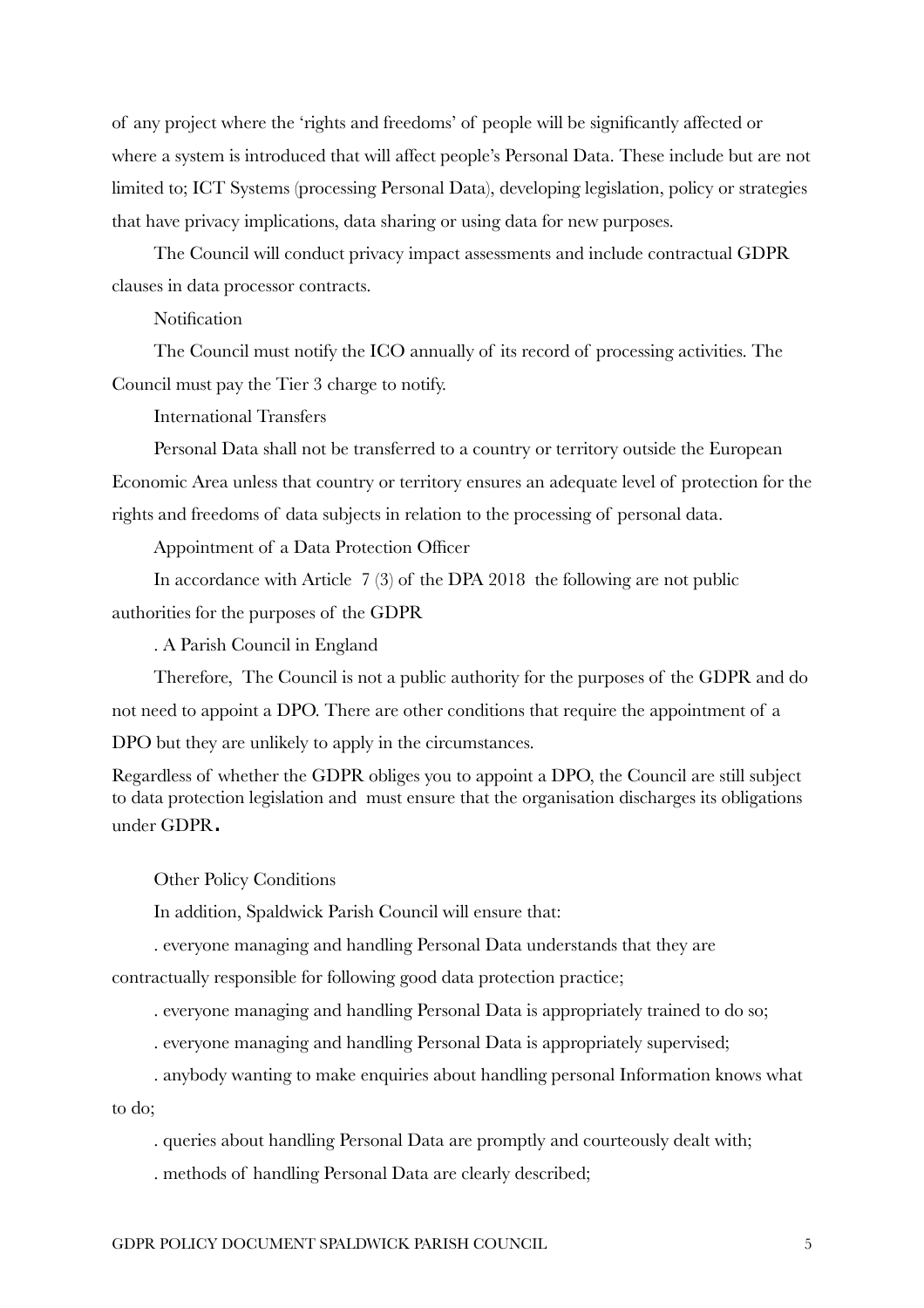of any project where the 'rights and freedoms' of people will be significantly affected or where a system is introduced that will affect people's Personal Data. These include but are not limited to; ICT Systems (processing Personal Data), developing legislation, policy or strategies that have privacy implications, data sharing or using data for new purposes.

The Council will conduct privacy impact assessments and include contractual GDPR clauses in data processor contracts.

### Notification

The Council must notify the ICO annually of its record of processing activities. The Council must pay the Tier 3 charge to notify.

### International Transfers

Personal Data shall not be transferred to a country or territory outside the European Economic Area unless that country or territory ensures an adequate level of protection for the rights and freedoms of data subjects in relation to the processing of personal data.

### Appointment of a Data Protection Officer

In accordance with Article 7 (3) of the DPA 2018 the following are not public authorities for the purposes of the GDPR

. A Parish Council in England

Therefore, The Council is not a public authority for the purposes of the GDPR and do not need to appoint a DPO. There are other conditions that require the appointment of a DPO but they are unlikely to apply in the circumstances.

Regardless of whether the GDPR obliges you to appoint a DPO, the Council are still subject to data protection legislation and must ensure that the organisation discharges its obligations under GDPR**.**

### Other Policy Conditions

In addition, Spaldwick Parish Council will ensure that:

. everyone managing and handling Personal Data understands that they are contractually responsible for following good data protection practice;

. everyone managing and handling Personal Data is appropriately trained to do so;

. everyone managing and handling Personal Data is appropriately supervised;

. anybody wanting to make enquiries about handling personal Information knows what to do;

. queries about handling Personal Data are promptly and courteously dealt with;

. methods of handling Personal Data are clearly described;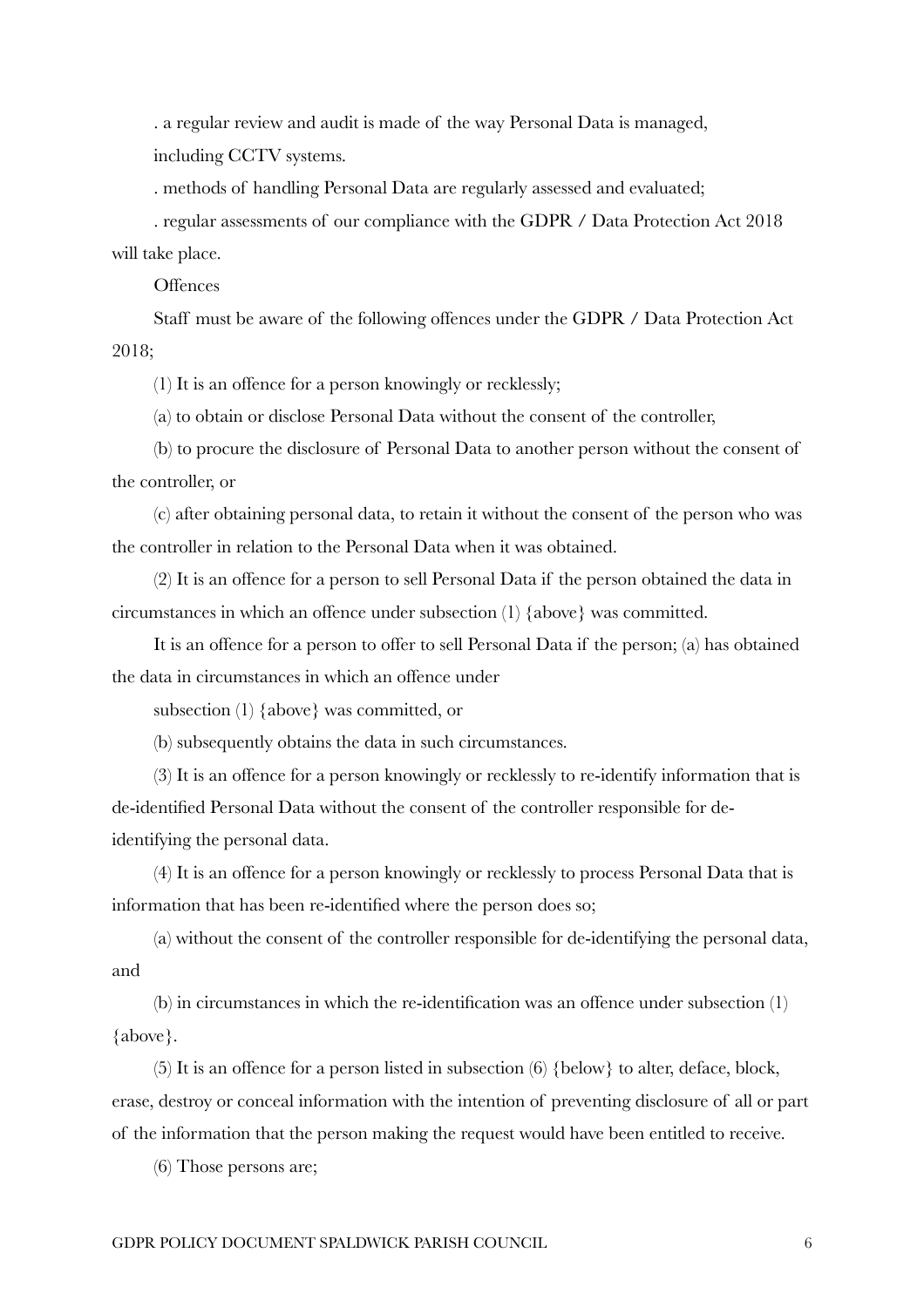. a regular review and audit is made of the way Personal Data is managed, including CCTV systems.

. methods of handling Personal Data are regularly assessed and evaluated;

. regular assessments of our compliance with the GDPR / Data Protection Act 2018 will take place.

## Offences

Staff must be aware of the following offences under the GDPR / Data Protection Act 2018;

(1) It is an offence for a person knowingly or recklessly;

(a) to obtain or disclose Personal Data without the consent of the controller,

(b) to procure the disclosure of Personal Data to another person without the consent of the controller, or

(c) after obtaining personal data, to retain it without the consent of the person who was the controller in relation to the Personal Data when it was obtained.

(2) It is an offence for a person to sell Personal Data if the person obtained the data in circumstances in which an offence under subsection (1) {above} was committed.

It is an offence for a person to offer to sell Personal Data if the person; (a) has obtained the data in circumstances in which an offence under subsection (1) {above} was committed, or

(b) subsequently obtains the data in such circumstances.

(3) It is an offence for a person knowingly or recklessly to re-identify information that is de-identified Personal Data without the consent of the controller responsible for de-identifying the personal data.

(4) It is an offence for a person knowingly or recklessly to process Personal Data that is information that has been re-identified where the person does so;

(a) without the consent of the controller responsible for de-identifying the personal data, and

(b) in circumstances in which the re-identification was an offence under subsection (1) {above}.

(5) It is an offence for a person listed in subsection (6) {below} to alter, deface, block, erase, destroy or conceal information with the intention of preventing disclosure of all or part of the information that the person making the request would have been entitled to receive.

(6) Those persons are;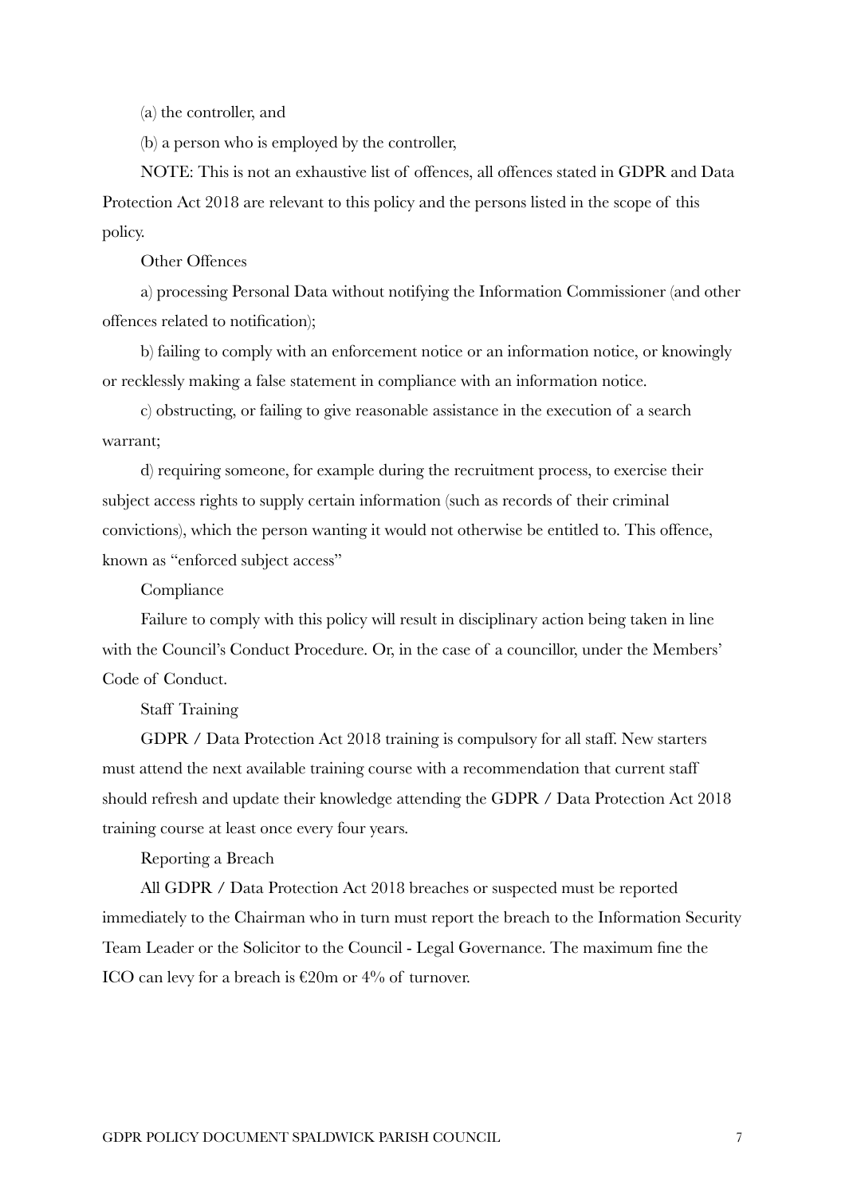(a) the controller, and

(b) a person who is employed by the controller,

NOTE: This is not an exhaustive list of offences, all offences stated in GDPR and Data Protection Act 2018 are relevant to this policy and the persons listed in the scope of this policy.

## Other Offences

a) processing Personal Data without notifying the Information Commissioner (and other offences related to notification);

b) failing to comply with an enforcement notice or an information notice, or knowingly or recklessly making a false statement in compliance with an information notice.

c) obstructing, or failing to give reasonable assistance in the execution of a search warrant;

d) requiring someone, for example during the recruitment process, to exercise their subject access rights to supply certain information (such as records of their criminal convictions), which the person wanting it would not otherwise be entitled to. This offence, known as "enforced subject access"

## Compliance

Failure to comply with this policy will result in disciplinary action being taken in line with the Council's Conduct Procedure. Or, in the case of a councillor, under the Members' Code of Conduct.

## Staff Training

GDPR / Data Protection Act 2018 training is compulsory for all staff. New starters must attend the next available training course with a recommendation that current staff should refresh and update their knowledge attending the GDPR / Data Protection Act 2018 training course at least once every four years.

## Reporting a Breach

All GDPR / Data Protection Act 2018 breaches or suspected must be reported immediately to the Chairman who in turn must report the breach to the Information Security Team Leader or the Solicitor to the Council - Legal Governance. The maximum fine the ICO can levy for a breach is €20m or 4% of turnover.